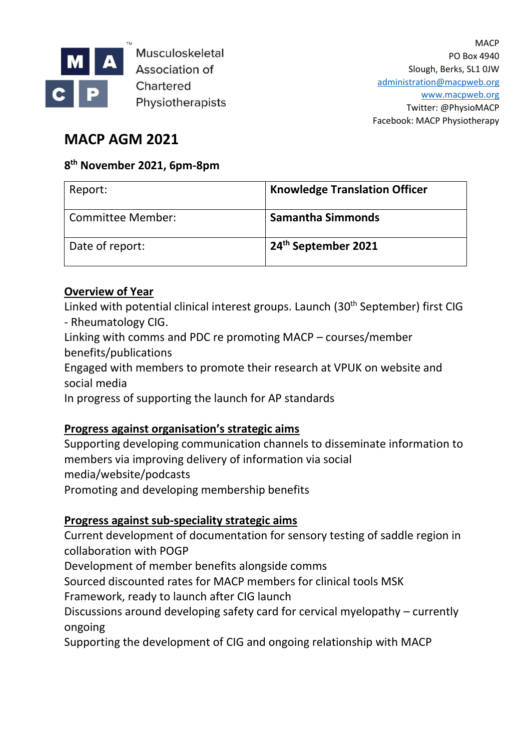Musculoskeletal Association of Chartered Physiotherapists

MACP
PO Box 4940
Slough, Berks, SL1 0JW
administration@macpweb.org
www.macpweb.org
Twitter: @PhysioMACP
Facebook: MACP Physiotherapy

# MACP AGM 2021

### 8th November 2021, 6pm-8pm

| Report: | **Knowledge Translation Officer** |
|---|---|
| Committee Member: | **Samantha Simmonds** |
| Date of report: | **24th September 2021** |

**Overview of Year**

Linked with potential clinical interest groups. Launch (30th September) first CIG - Rheumatology CIG.
Linking with comms and PDC re promoting MACP – courses/member benefits/publications
Engaged with members to promote their research at VPUK on website and social media
In progress of supporting the launch for AP standards

**Progress against organisation's strategic aims**

Supporting developing communication channels to disseminate information to members via improving delivery of information via social media/website/podcasts
Promoting and developing membership benefits

**Progress against sub-speciality strategic aims**

Current development of documentation for sensory testing of saddle region in collaboration with POGP
Development of member benefits alongside comms
Sourced discounted rates for MACP members for clinical tools MSK Framework, ready to launch after CIG launch
Discussions around developing safety card for cervical myelopathy – currently ongoing
Supporting the development of CIG and ongoing relationship with MACP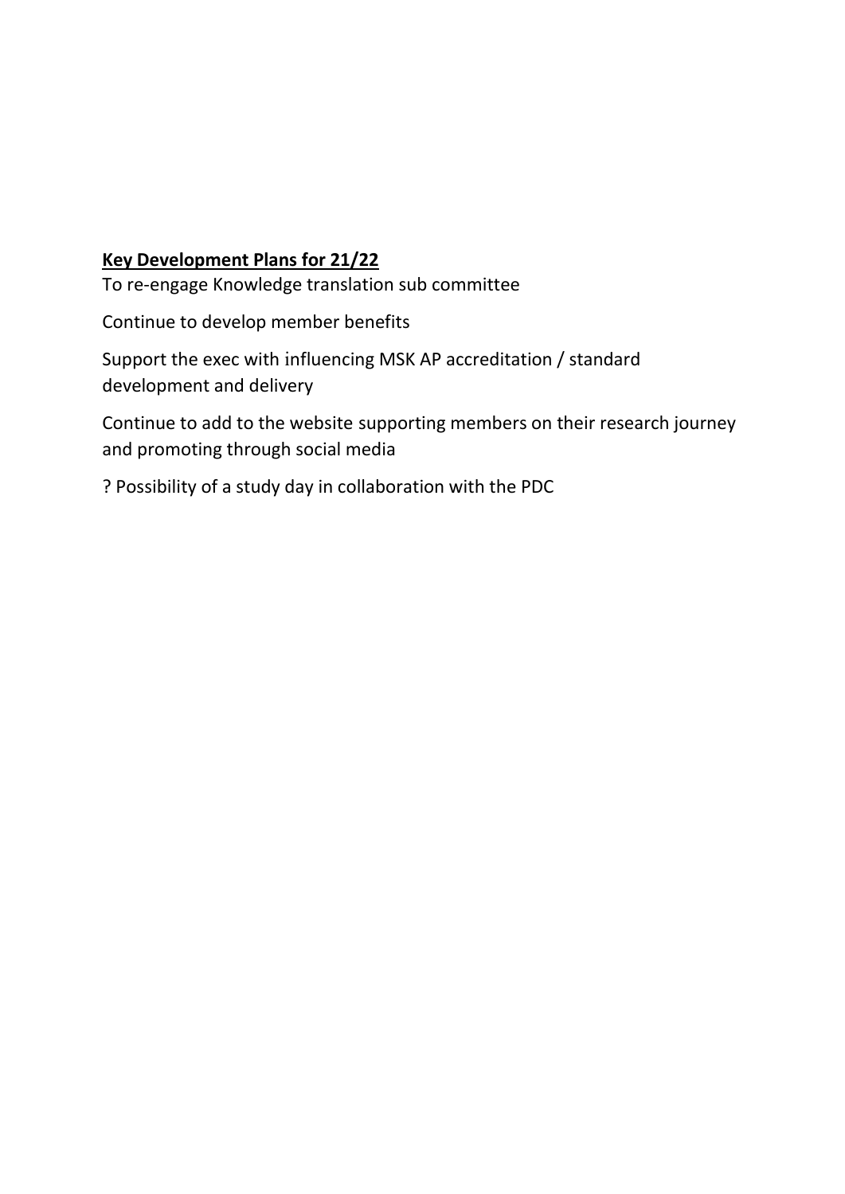**Key Development Plans for 21/22**

To re-engage Knowledge translation sub committee

Continue to develop member benefits

Support the exec with influencing MSK AP accreditation / standard development and delivery

Continue to add to the website supporting members on their research journey and promoting through social media

? Possibility of a study day in collaboration with the PDC